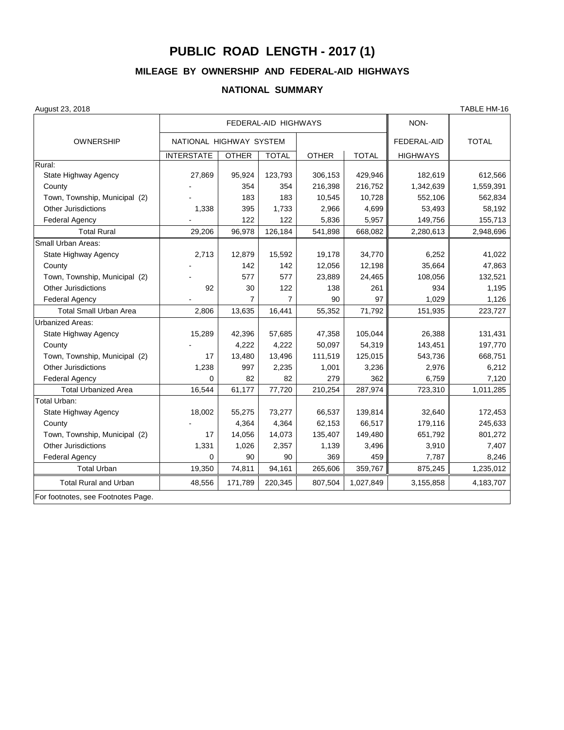# PUBLIC ROAD LENGTH - 2017 (1)

## MILEAGE BY OWNERSHIP AND FEDERAL-AID HIGHWAYS

### NATIONAL SUMMARY

August 23, 2018 TABLE HM-16

| OWNERSHIP | FEDERAL-AID HIGHWAYS | | | | | NON-FEDERAL-AID HIGHWAYS | TOTAL |
|---|---|---|---|---|---|---|---|
| | NATIONAL HIGHWAY SYSTEM | | | | | | |
| | INTERSTATE | OTHER | TOTAL | OTHER | TOTAL | | |
| Rural: | | | | | | | |
| State Highway Agency | 27,869 | 95,924 | 123,793 | 306,153 | 429,946 | 182,619 | 612,566 |
| County | - | 354 | 354 | 216,398 | 216,752 | 1,342,639 | 1,559,391 |
| Town, Township, Municipal (2) | - | 183 | 183 | 10,545 | 10,728 | 552,106 | 562,834 |
| Other Jurisdictions | 1,338 | 395 | 1,733 | 2,966 | 4,699 | 53,493 | 58,192 |
| Federal Agency | - | 122 | 122 | 5,836 | 5,957 | 149,756 | 155,713 |
| Total Rural | 29,206 | 96,978 | 126,184 | 541,898 | 668,082 | 2,280,613 | 2,948,696 |
| Small Urban Areas: | | | | | | | |
| State Highway Agency | 2,713 | 12,879 | 15,592 | 19,178 | 34,770 | 6,252 | 41,022 |
| County | - | 142 | 142 | 12,056 | 12,198 | 35,664 | 47,863 |
| Town, Township, Municipal (2) | - | 577 | 577 | 23,889 | 24,465 | 108,056 | 132,521 |
| Other Jurisdictions | 92 | 30 | 122 | 138 | 261 | 934 | 1,195 |
| Federal Agency | - | 7 | 7 | 90 | 97 | 1,029 | 1,126 |
| Total Small Urban Area | 2,806 | 13,635 | 16,441 | 55,352 | 71,792 | 151,935 | 223,727 |
| Urbanized Areas: | | | | | | | |
| State Highway Agency | 15,289 | 42,396 | 57,685 | 47,358 | 105,044 | 26,388 | 131,431 |
| County | - | 4,222 | 4,222 | 50,097 | 54,319 | 143,451 | 197,770 |
| Town, Township, Municipal (2) | 17 | 13,480 | 13,496 | 111,519 | 125,015 | 543,736 | 668,751 |
| Other Jurisdictions | 1,238 | 997 | 2,235 | 1,001 | 3,236 | 2,976 | 6,212 |
| Federal Agency | 0 | 82 | 82 | 279 | 362 | 6,759 | 7,120 |
| Total Urbanized Area | 16,544 | 61,177 | 77,720 | 210,254 | 287,974 | 723,310 | 1,011,285 |
| Total Urban: | | | | | | | |
| State Highway Agency | 18,002 | 55,275 | 73,277 | 66,537 | 139,814 | 32,640 | 172,453 |
| County | - | 4,364 | 4,364 | 62,153 | 66,517 | 179,116 | 245,633 |
| Town, Township, Municipal (2) | 17 | 14,056 | 14,073 | 135,407 | 149,480 | 651,792 | 801,272 |
| Other Jurisdictions | 1,331 | 1,026 | 2,357 | 1,139 | 3,496 | 3,910 | 7,407 |
| Federal Agency | 0 | 90 | 90 | 369 | 459 | 7,787 | 8,246 |
| Total Urban | 19,350 | 74,811 | 94,161 | 265,606 | 359,767 | 875,245 | 1,235,012 |
| Total Rural and Urban | 48,556 | 171,789 | 220,345 | 807,504 | 1,027,849 | 3,155,858 | 4,183,707 |

For footnotes, see Footnotes Page.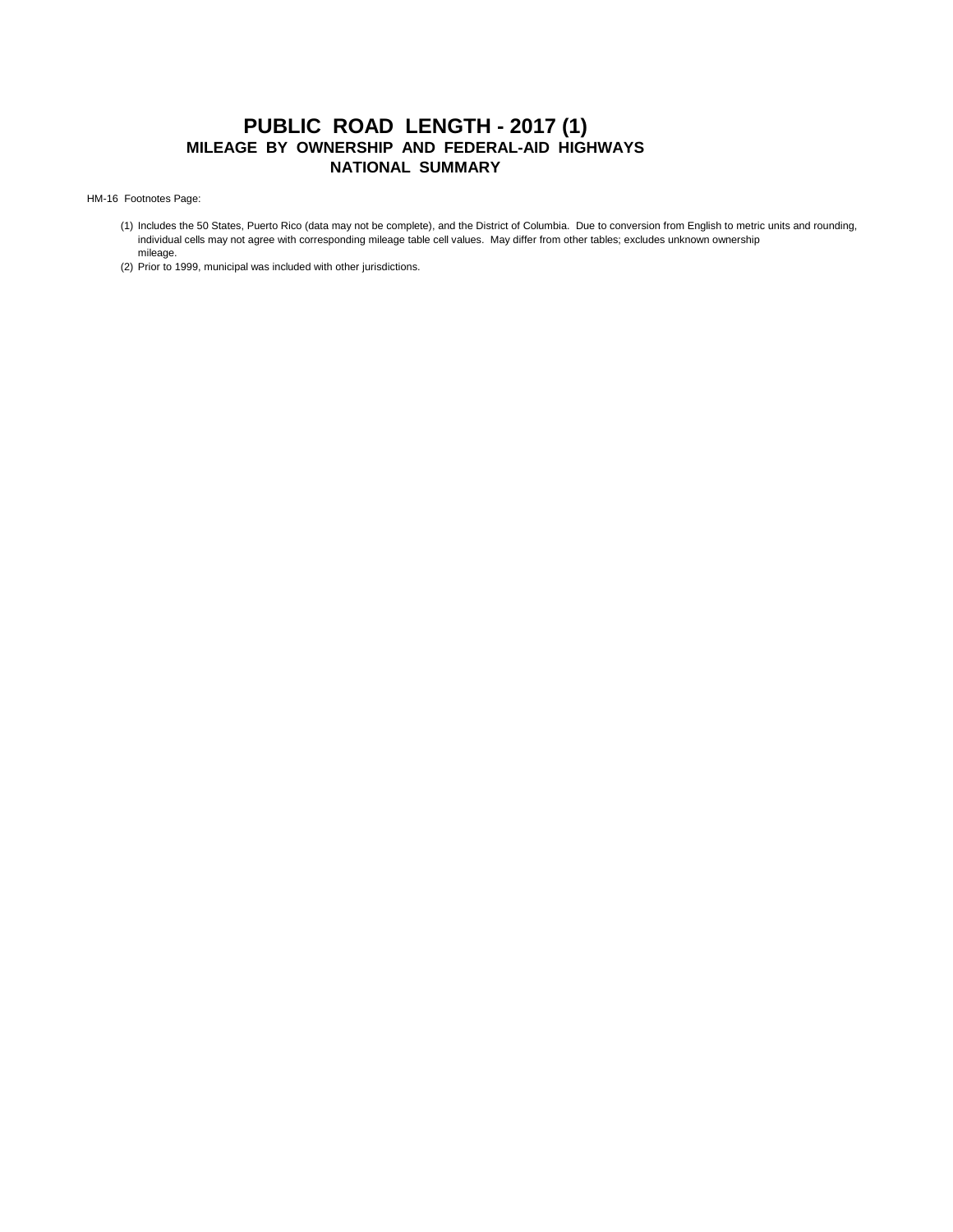# PUBLIC ROAD LENGTH - 2017 (1)

## MILEAGE BY OWNERSHIP AND FEDERAL-AID HIGHWAYS

## NATIONAL SUMMARY

HM-16 Footnotes Page:

(1) Includes the 50 States, Puerto Rico (data may not be complete), and the District of Columbia. Due to conversion from English to metric units and rounding, individual cells may not agree with corresponding mileage table cell values. May differ from other tables; excludes unknown ownership mileage.

(2) Prior to 1999, municipal was included with other jurisdictions.